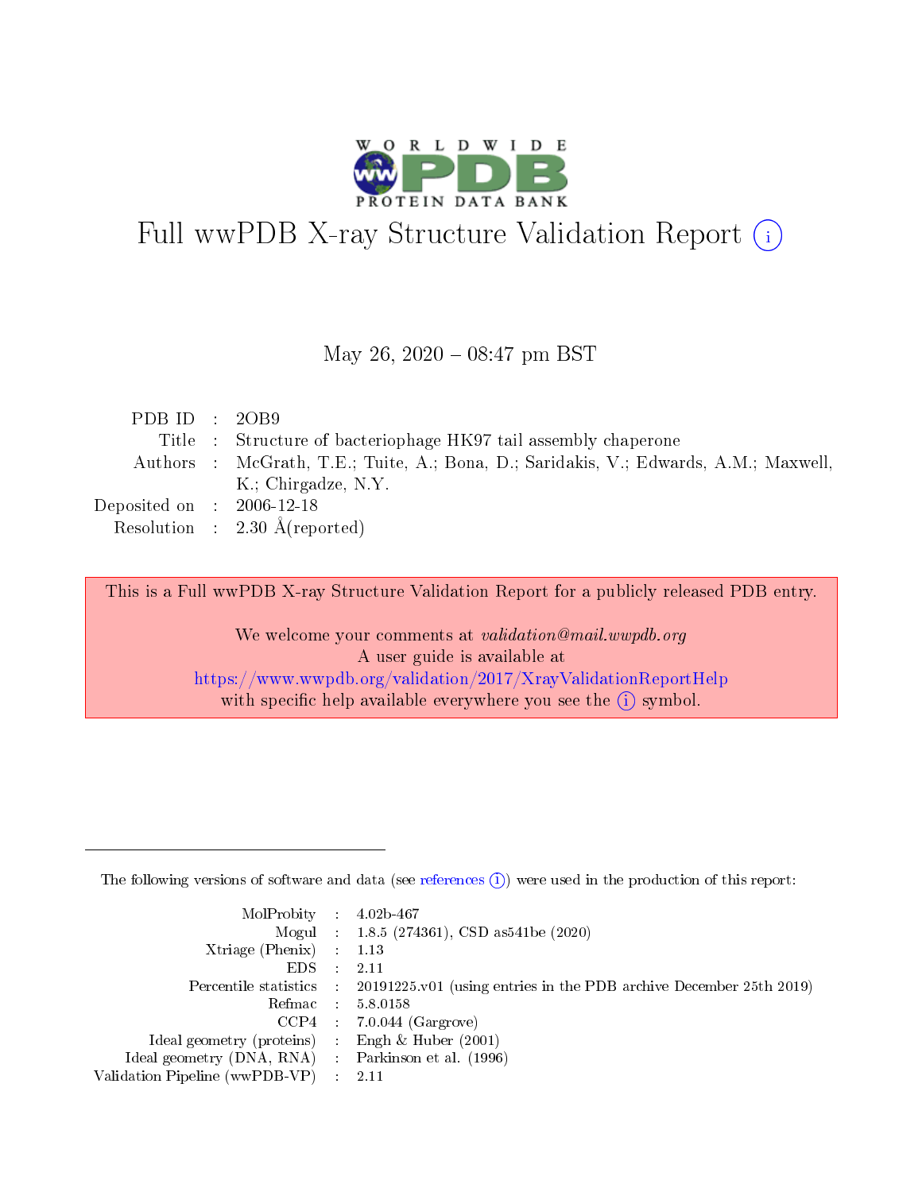# Full wwPDB X-ray Structure Validation Report (i)

May 26, 2020 – 08:47 pm BST

| | | |
|---|---|---|
| PDB ID | : | 2OB9 |
| Title | : | Structure of bacteriophage HK97 tail assembly chaperone |
| Authors | : | McGrath, T.E.; Tuite, A.; Bona, D.; Saridakis, V.; Edwards, A.M.; Maxwell, K.; Chirgadze, N.Y. |
| Deposited on | : | 2006-12-18 |
| Resolution | : | 2.30 Å(reported) |

This is a Full wwPDB X-ray Structure Validation Report for a publicly released PDB entry.

We welcome your comments at *validation@mail.wwpdb.org*
A user guide is available at
https://www.wwpdb.org/validation/2017/XrayValidationReportHelp
with specific help available everywhere you see the (i) symbol.

---

The following versions of software and data (see references (i)) were used in the production of this report:

| | | |
|---|---|---|
| MolProbity | : | 4.02b-467 |
| Mogul | : | 1.8.5 (274361), CSD as541be (2020) |
| Xtriage (Phenix) | : | 1.13 |
| EDS | : | 2.11 |
| Percentile statistics | : | 20191225.v01 (using entries in the PDB archive December 25th 2019) |
| Refmac | : | 5.8.0158 |
| CCP4 | : | 7.0.044 (Gargrove) |
| Ideal geometry (proteins) | : | Engh & Huber (2001) |
| Ideal geometry (DNA, RNA) | : | Parkinson et al. (1996) |
| Validation Pipeline (wwPDB-VP) | : | 2.11 |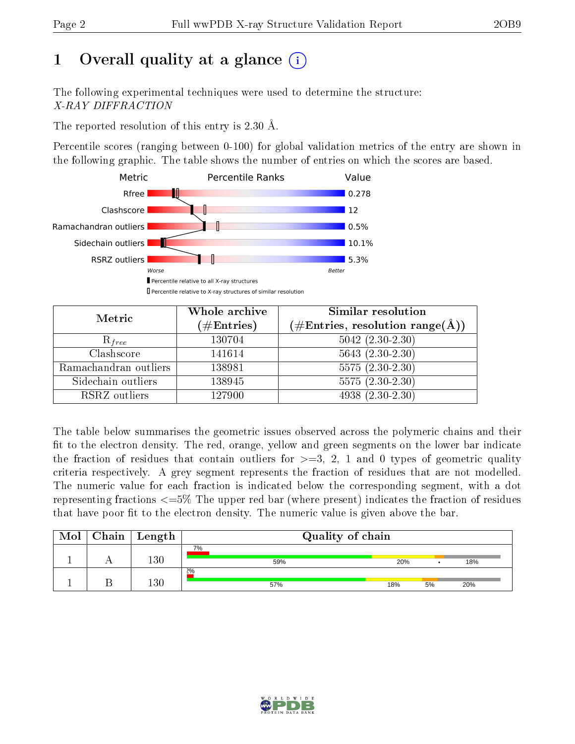# 1 Overall quality at a glance

The following experimental techniques were used to determine the structure: *X-RAY DIFFRACTION*

The reported resolution of this entry is 2.30 Å.

Percentile scores (ranging between 0-100) for global validation metrics of the entry are shown in the following graphic. The table shows the number of entries on which the scores are based.

| Metric | Value |
|---|---|
| Rfree | 0.278 |
| Clashscore | 12 |
| Ramachandran outliers | 0.5% |
| Sidechain outliers | 10.1% |
| RSRZ outliers | 5.3% |

| Metric | Whole archive (#Entries) | Similar resolution (#Entries, resolution range(Å)) |
|---|---|---|
| $R_{free}$ | 130704 | 5042 (2.30-2.30) |
| Clashscore | 141614 | 5643 (2.30-2.30) |
| Ramachandran outliers | 138981 | 5575 (2.30-2.30) |
| Sidechain outliers | 138945 | 5575 (2.30-2.30) |
| RSRZ outliers | 127900 | 4938 (2.30-2.30) |

The table below summarises the geometric issues observed across the polymeric chains and their fit to the electron density. The red, orange, yellow and green segments on the lower bar indicate the fraction of residues that contain outliers for >=3, 2, 1 and 0 types of geometric quality criteria respectively. A grey segment represents the fraction of residues that are not modelled. The numeric value for each fraction is indicated below the corresponding segment, with a dot representing fractions <=5% The upper red bar (where present) indicates the fraction of residues that have poor fit to the electron density. The numeric value is given above the bar.

| Mol | Chain | Length | Quality of chain |
|---|---|---|---|
| 1 | A | 130 | 7% / 59% / 20% / • / 18% |
| 1 | B | 130 | 2% / 57% / 18% / 5% / 20% |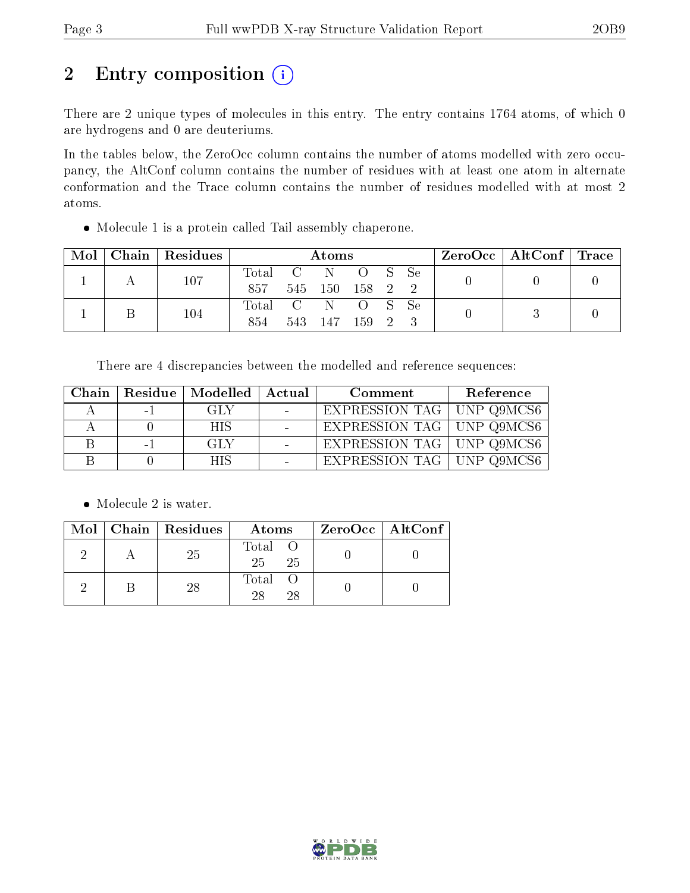# 2 Entry composition

There are 2 unique types of molecules in this entry. The entry contains 1764 atoms, of which 0 are hydrogens and 0 are deuteriums.

In the tables below, the ZeroOcc column contains the number of atoms modelled with zero occupancy, the AltConf column contains the number of residues with at least one atom in alternate conformation and the Trace column contains the number of residues modelled with at most 2 atoms.

- Molecule 1 is a protein called Tail assembly chaperone.

| Mol | Chain | Residues | Atoms | | | | | | ZeroOcc | AltConf | Trace |
|---|---|---|---|---|---|---|---|---|---|---|---|
| 1 | A | 107 | Total 857 | C 545 | N 150 | O 158 | S 2 | Se 2 | 0 | 0 | 0 |
| 1 | B | 104 | Total 854 | C 543 | N 147 | O 159 | S 2 | Se 3 | 0 | 3 | 0 |

There are 4 discrepancies between the modelled and reference sequences:

| Chain | Residue | Modelled | Actual | Comment | Reference |
|---|---|---|---|---|---|
| A | -1 | GLY | - | EXPRESSION TAG | UNP Q9MCS6 |
| A | 0 | HIS | - | EXPRESSION TAG | UNP Q9MCS6 |
| B | -1 | GLY | - | EXPRESSION TAG | UNP Q9MCS6 |
| B | 0 | HIS | - | EXPRESSION TAG | UNP Q9MCS6 |

- Molecule 2 is water.

| Mol | Chain | Residues | Atoms | | ZeroOcc | AltConf |
|---|---|---|---|---|---|---|
| 2 | A | 25 | Total 25 | O 25 | 0 | 0 |
| 2 | B | 28 | Total 28 | O 28 | 0 | 0 |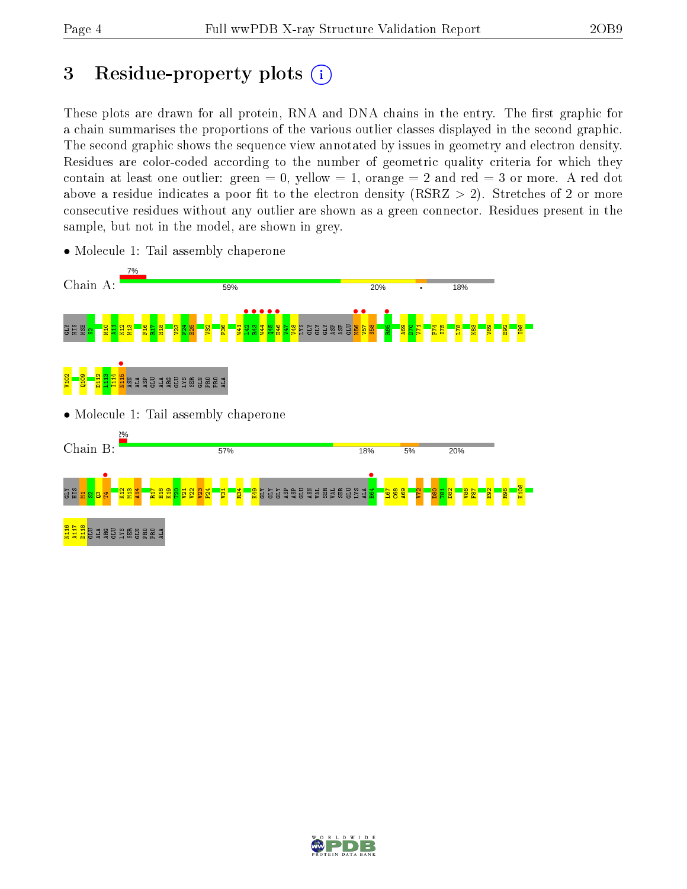# 3 Residue-property plots

These plots are drawn for all protein, RNA and DNA chains in the entry. The first graphic for a chain summarises the proportions of the various outlier classes displayed in the second graphic. The second graphic shows the sequence view annotated by issues in geometry and electron density. Residues are color-coded according to the number of geometric quality criteria for which they contain at least one outlier: green = 0, yellow = 1, orange = 2 and red = 3 or more. A red dot above a residue indicates a poor fit to the electron density (RSRZ > 2). Stretches of 2 or more consecutive residues without any outlier are shown as a green connector. Residues present in the sample, but not in the model, are shown in grey.

- Molecule 1: Tail assembly chaperone

Chain A: 7% | 59% | 20% | • | 18%

GLY HIS MSE S2 M10 A11 K12 M13 F16 R17 H18 V23 P24 E25 V32 P36 W41 L42 R43 W44 Q45 E46 V47 V48 LYS GLY GLY GLY ASP ASP GLU N56 V57 S58 R65 A69 D70 V71 F74 I75 L78 K83 V89 E92 I98 V102 Q109 D112 I113 I114 N115 ASN ALA ASP GLU ALA ARG GLU LYS SER GLN PRO PRO ALA

- Molecule 1: Tail assembly chaperone

Chain B: 2% | 57% | 18% | 5% | 20%

GLY HIS M1 S2 Q3 T4 K12 M13 A14 R17 H18 K19 T20 V21 V22 V23 P24 V31 R34 K49 GLY GLY ASP ASP GLU ASN VAL SER VAL SER GLU LYS ALA N64 L67 C68 A69 V72 D80 T81 D82 V86 F87 E92 R96 K108 N116 A117 D118 GLU ALA ARG GLU LYS SER GLN PRO PRO ALA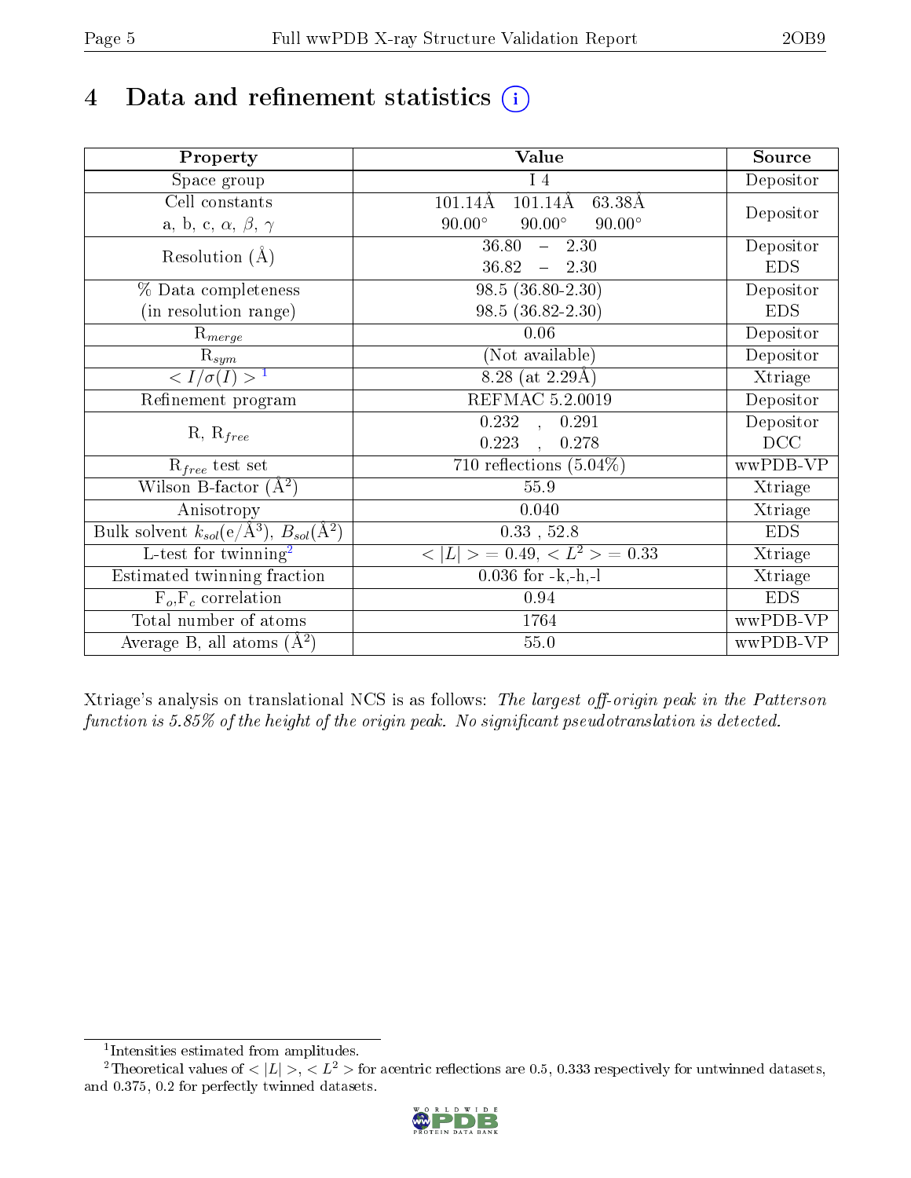# 4 Data and refinement statistics ⓘ

| Property | Value | Source |
|---|---|---|
| Space group | I 4 | Depositor |
| Cell constants<br>a, b, c, $\alpha$, $\beta$, $\gamma$ | 101.14Å 101.14Å 63.38Å<br>90.00° 90.00° 90.00° | Depositor |
| Resolution (Å) | 36.80 – 2.30<br>36.82 – 2.30 | Depositor<br>EDS |
| % Data completeness<br>(in resolution range) | 98.5 (36.80-2.30)<br>98.5 (36.82-2.30) | Depositor<br>EDS |
| $R_{merge}$ | 0.06 | Depositor |
| $R_{sym}$ | (Not available) | Depositor |
| $< I/\sigma(I) >$ [1] | 8.28 (at 2.29Å) | Xtriage |
| Refinement program | REFMAC 5.2.0019 | Depositor |
| R, $R_{free}$ | 0.232 , 0.291<br>0.223 , 0.278 | Depositor<br>DCC |
| $R_{free}$ test set | 710 reflections (5.04%) | wwPDB-VP |
| Wilson B-factor (Å$^2$) | 55.9 | Xtriage |
| Anisotropy | 0.040 | Xtriage |
| Bulk solvent $k_{sol}$(e/Å$^3$), $B_{sol}$(Å$^2$) | 0.33 , 52.8 | EDS |
| L-test for twinning[2] | $< \|L\| >$ = 0.49, $< L^2 >$ = 0.33 | Xtriage |
| Estimated twinning fraction | 0.036 for -k,-h,-l | Xtriage |
| $F_o$,$F_c$ correlation | 0.94 | EDS |
| Total number of atoms | 1764 | wwPDB-VP |
| Average B, all atoms (Å$^2$) | 55.0 | wwPDB-VP |

Xtriage's analysis on translational NCS is as follows: *The largest off-origin peak in the Patterson function is 5.85% of the height of the origin peak. No significant pseudotranslation is detected.*

[1] Intensities estimated from amplitudes.

[2] Theoretical values of $< |L| >$, $< L^2 >$ for acentric reflections are 0.5, 0.333 respectively for untwinned datasets, and 0.375, 0.2 for perfectly twinned datasets.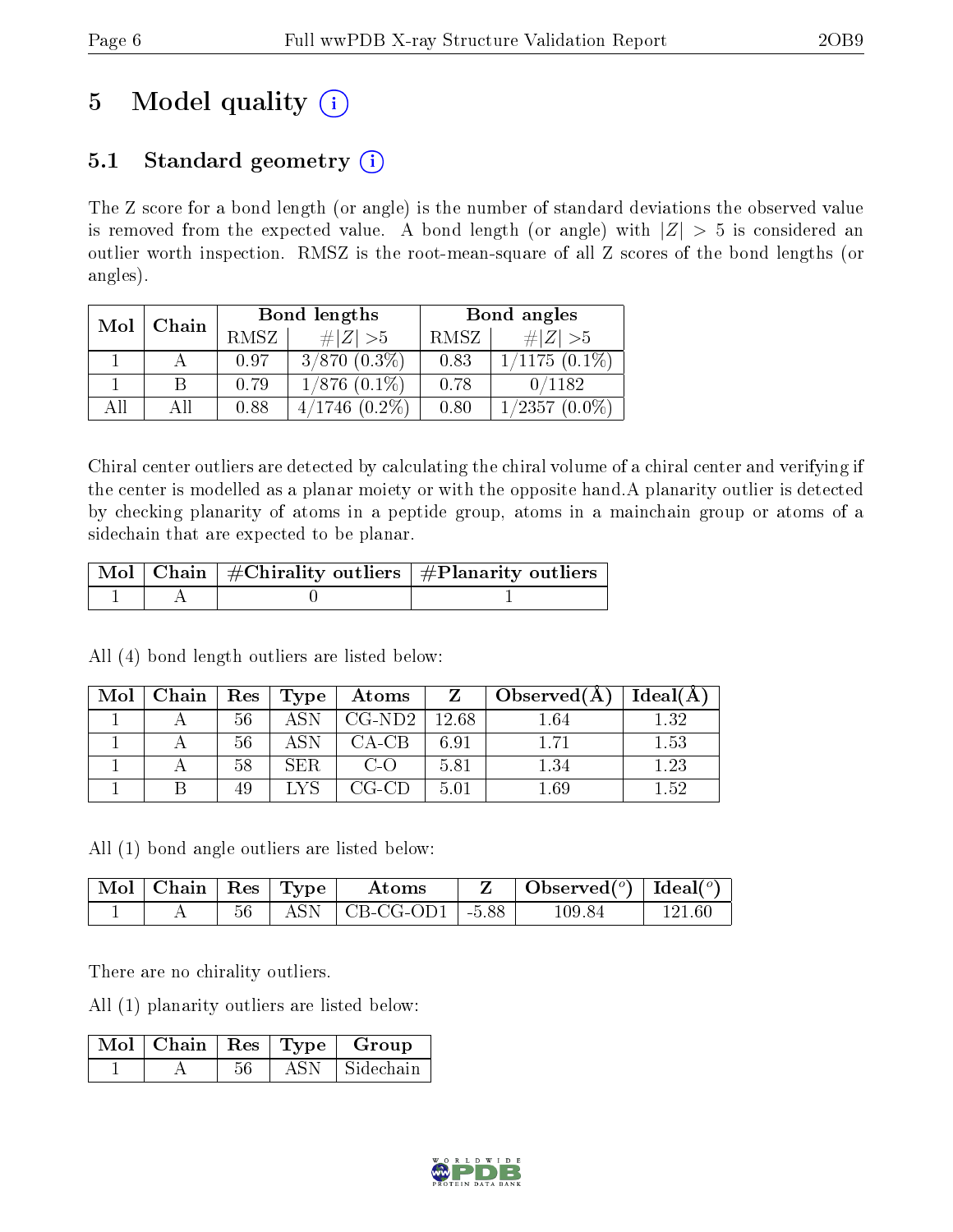# 5 Model quality

## 5.1 Standard geometry

The Z score for a bond length (or angle) is the number of standard deviations the observed value is removed from the expected value. A bond length (or angle) with $|Z| > 5$ is considered an outlier worth inspection. RMSZ is the root-mean-square of all Z scores of the bond lengths (or angles).

| Mol | Chain | Bond lengths | | Bond angles | |
|---|---|---|---|---|---|
| | | RMSZ | #\|Z\| >5 | RMSZ | #\|Z\| >5 |
| 1 | A | 0.97 | 3/870 (0.3%) | 0.83 | 1/1175 (0.1%) |
| 1 | B | 0.79 | 1/876 (0.1%) | 0.78 | 0/1182 |
| All | All | 0.88 | 4/1746 (0.2%) | 0.80 | 1/2357 (0.0%) |

Chiral center outliers are detected by calculating the chiral volume of a chiral center and verifying if the center is modelled as a planar moiety or with the opposite hand.A planarity outlier is detected by checking planarity of atoms in a peptide group, atoms in a mainchain group or atoms of a sidechain that are expected to be planar.

| Mol | Chain | #Chirality outliers | #Planarity outliers |
|---|---|---|---|
| 1 | A | 0 | 1 |

All (4) bond length outliers are listed below:

| Mol | Chain | Res | Type | Atoms | Z | Observed(Å) | Ideal(Å) |
|---|---|---|---|---|---|---|---|
| 1 | A | 56 | ASN | CG-ND2 | 12.68 | 1.64 | 1.32 |
| 1 | A | 56 | ASN | CA-CB | 6.91 | 1.71 | 1.53 |
| 1 | A | 58 | SER | C-O | 5.81 | 1.34 | 1.23 |
| 1 | B | 49 | LYS | CG-CD | 5.01 | 1.69 | 1.52 |

All (1) bond angle outliers are listed below:

| Mol | Chain | Res | Type | Atoms | Z | Observed(°) | Ideal(°) |
|---|---|---|---|---|---|---|---|
| 1 | A | 56 | ASN | CB-CG-OD1 | -5.88 | 109.84 | 121.60 |

There are no chirality outliers.

All (1) planarity outliers are listed below:

| Mol | Chain | Res | Type | Group |
|---|---|---|---|---|
| 1 | A | 56 | ASN | Sidechain |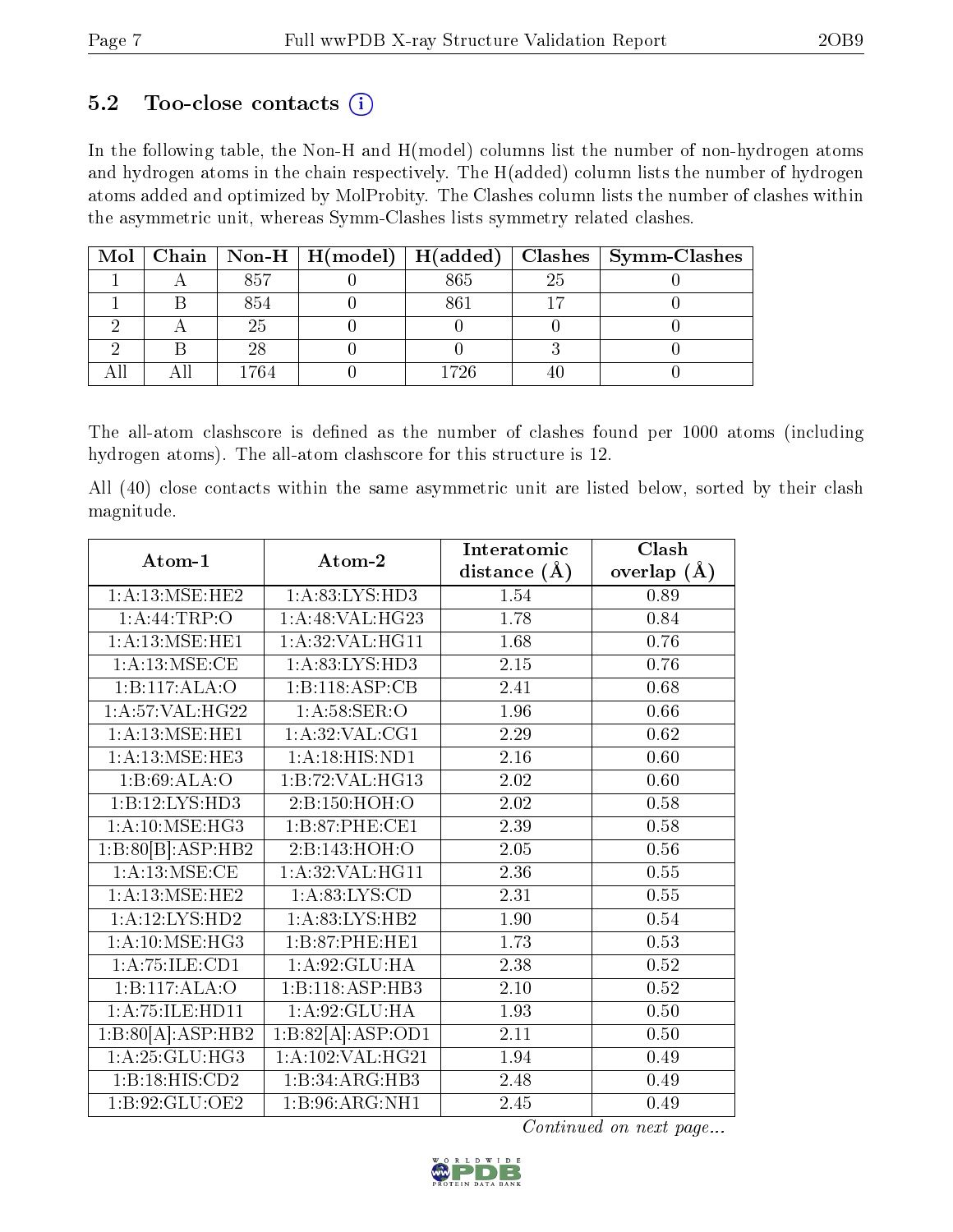### 5.2 Too-close contacts (i)

In the following table, the Non-H and H(model) columns list the number of non-hydrogen atoms and hydrogen atoms in the chain respectively. The H(added) column lists the number of hydrogen atoms added and optimized by MolProbity. The Clashes column lists the number of clashes within the asymmetric unit, whereas Symm-Clashes lists symmetry related clashes.

| Mol | Chain | Non-H | H(model) | H(added) | Clashes | Symm-Clashes |
|---|---|---|---|---|---|---|
| 1 | A | 857 | 0 | 865 | 25 | 0 |
| 1 | B | 854 | 0 | 861 | 17 | 0 |
| 2 | A | 25 | 0 | 0 | 0 | 0 |
| 2 | B | 28 | 0 | 0 | 3 | 0 |
| All | All | 1764 | 0 | 1726 | 40 | 0 |

The all-atom clashscore is defined as the number of clashes found per 1000 atoms (including hydrogen atoms). The all-atom clashscore for this structure is 12.

All (40) close contacts within the same asymmetric unit are listed below, sorted by their clash magnitude.

| Atom-1 | Atom-2 | Interatomic distance (Å) | Clash overlap (Å) |
|---|---|---|---|
| 1:A:13:MSE:HE2 | 1:A:83:LYS:HD3 | 1.54 | 0.89 |
| 1:A:44:TRP:O | 1:A:48:VAL:HG23 | 1.78 | 0.84 |
| 1:A:13:MSE:HE1 | 1:A:32:VAL:HG11 | 1.68 | 0.76 |
| 1:A:13:MSE:CE | 1:A:83:LYS:HD3 | 2.15 | 0.76 |
| 1:B:117:ALA:O | 1:B:118:ASP:CB | 2.41 | 0.68 |
| 1:A:57:VAL:HG22 | 1:A:58:SER:O | 1.96 | 0.66 |
| 1:A:13:MSE:HE1 | 1:A:32:VAL:CG1 | 2.29 | 0.62 |
| 1:A:13:MSE:HE3 | 1:A:18:HIS:ND1 | 2.16 | 0.60 |
| 1:B:69:ALA:O | 1:B:72:VAL:HG13 | 2.02 | 0.60 |
| 1:B:12:LYS:HD3 | 2:B:150:HOH:O | 2.02 | 0.58 |
| 1:A:10:MSE:HG3 | 1:B:87:PHE:CE1 | 2.39 | 0.58 |
| 1:B:80[B]:ASP:HB2 | 2:B:143:HOH:O | 2.05 | 0.56 |
| 1:A:13:MSE:CE | 1:A:32:VAL:HG11 | 2.36 | 0.55 |
| 1:A:13:MSE:HE2 | 1:A:83:LYS:CD | 2.31 | 0.55 |
| 1:A:12:LYS:HD2 | 1:A:83:LYS:HB2 | 1.90 | 0.54 |
| 1:A:10:MSE:HG3 | 1:B:87:PHE:HE1 | 1.73 | 0.53 |
| 1:A:75:ILE:CD1 | 1:A:92:GLU:HA | 2.38 | 0.52 |
| 1:B:117:ALA:O | 1:B:118:ASP:HB3 | 2.10 | 0.52 |
| 1:A:75:ILE:HD11 | 1:A:92:GLU:HA | 1.93 | 0.50 |
| 1:B:80[A]:ASP:HB2 | 1:B:82[A]:ASP:OD1 | 2.11 | 0.50 |
| 1:A:25:GLU:HG3 | 1:A:102:VAL:HG21 | 1.94 | 0.49 |
| 1:B:18:HIS:CD2 | 1:B:34:ARG:HB3 | 2.48 | 0.49 |
| 1:B:92:GLU:OE2 | 1:B:96:ARG:NH1 | 2.45 | 0.49 |

*Continued on next page...*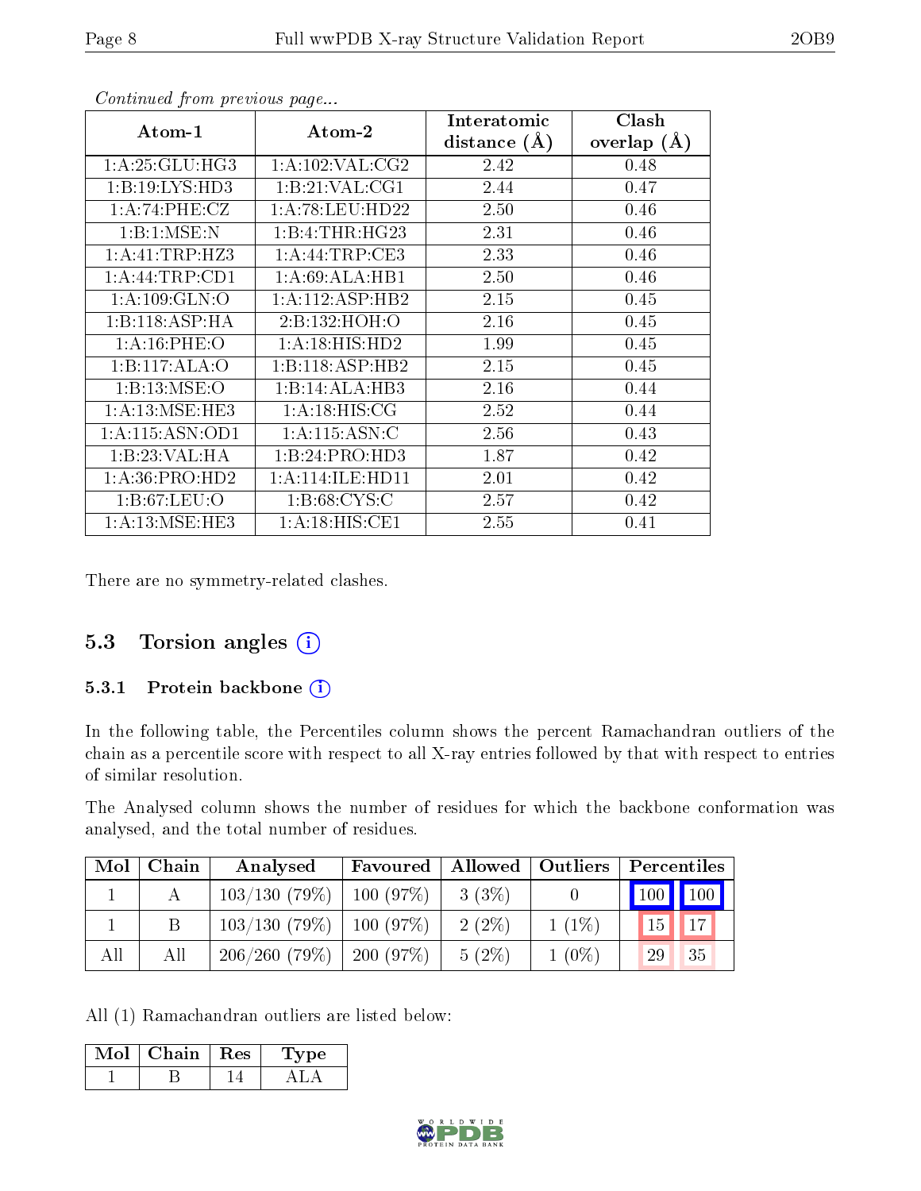*Continued from previous page...*

| Atom-1 | Atom-2 | Interatomic distance (Å) | Clash overlap (Å) |
|---|---|---|---|
| 1:A:25:GLU:HG3 | 1:A:102:VAL:CG2 | 2.42 | 0.48 |
| 1:B:19:LYS:HD3 | 1:B:21:VAL:CG1 | 2.44 | 0.47 |
| 1:A:74:PHE:CZ | 1:A:78:LEU:HD22 | 2.50 | 0.46 |
| 1:B:1:MSE:N | 1:B:4:THR:HG23 | 2.31 | 0.46 |
| 1:A:41:TRP:HZ3 | 1:A:44:TRP:CE3 | 2.33 | 0.46 |
| 1:A:44:TRP:CD1 | 1:A:69:ALA:HB1 | 2.50 | 0.46 |
| 1:A:109:GLN:O | 1:A:112:ASP:HB2 | 2.15 | 0.45 |
| 1:B:118:ASP:HA | 2:B:132:HOH:O | 2.16 | 0.45 |
| 1:A:16:PHE:O | 1:A:18:HIS:HD2 | 1.99 | 0.45 |
| 1:B:117:ALA:O | 1:B:118:ASP:HB2 | 2.15 | 0.45 |
| 1:B:13:MSE:O | 1:B:14:ALA:HB3 | 2.16 | 0.44 |
| 1:A:13:MSE:HE3 | 1:A:18:HIS:CG | 2.52 | 0.44 |
| 1:A:115:ASN:OD1 | 1:A:115:ASN:C | 2.56 | 0.43 |
| 1:B:23:VAL:HA | 1:B:24:PRO:HD3 | 1.87 | 0.42 |
| 1:A:36:PRO:HD2 | 1:A:114:ILE:HD11 | 2.01 | 0.42 |
| 1:B:67:LEU:O | 1:B:68:CYS:C | 2.57 | 0.42 |
| 1:A:13:MSE:HE3 | 1:A:18:HIS:CE1 | 2.55 | 0.41 |

There are no symmetry-related clashes.

## 5.3 Torsion angles

### 5.3.1 Protein backbone

In the following table, the Percentiles column shows the percent Ramachandran outliers of the chain as a percentile score with respect to all X-ray entries followed by that with respect to entries of similar resolution.

The Analysed column shows the number of residues for which the backbone conformation was analysed, and the total number of residues.

| Mol | Chain | Analysed | Favoured | Allowed | Outliers | Percentiles | |
|---|---|---|---|---|---|---|---|
| 1 | A | 103/130 (79%) | 100 (97%) | 3 (3%) | 0 | 100 | 100 |
| 1 | B | 103/130 (79%) | 100 (97%) | 2 (2%) | 1 (1%) | 15 | 17 |
| All | All | 206/260 (79%) | 200 (97%) | 5 (2%) | 1 (0%) | 29 | 35 |

All (1) Ramachandran outliers are listed below:

| Mol | Chain | Res | Type |
|---|---|---|---|
| 1 | B | 14 | ALA |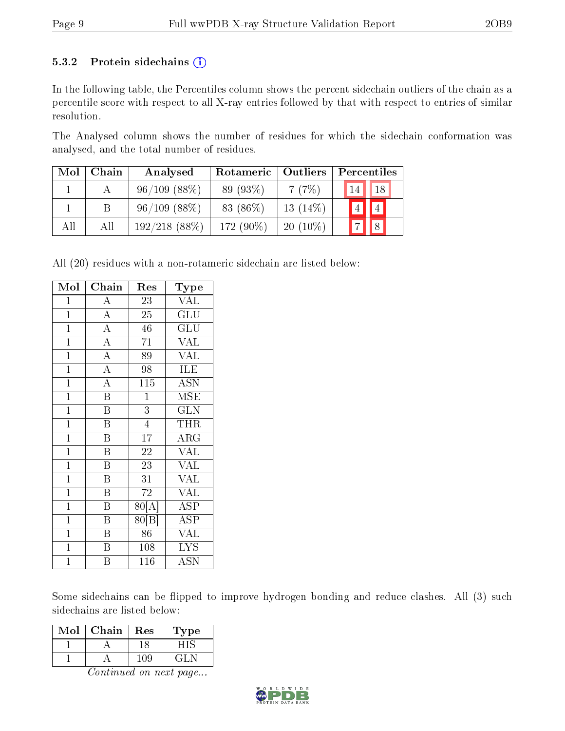### 5.3.2 Protein sidechains (i)

In the following table, the Percentiles column shows the percent sidechain outliers of the chain as a percentile score with respect to all X-ray entries followed by that with respect to entries of similar resolution.

The Analysed column shows the number of residues for which the sidechain conformation was analysed, and the total number of residues.

| Mol | Chain | Analysed | Rotameric | Outliers | Percentiles | |
|---|---|---|---|---|---|---|
| 1 | A | 96/109 (88%) | 89 (93%) | 7 (7%) | 14 | 18 |
| 1 | B | 96/109 (88%) | 83 (86%) | 13 (14%) | 4 | 4 |
| All | All | 192/218 (88%) | 172 (90%) | 20 (10%) | 7 | 8 |

All (20) residues with a non-rotameric sidechain are listed below:

| Mol | Chain | Res | Type |
|---|---|---|---|
| 1 | A | 23 | VAL |
| 1 | A | 25 | GLU |
| 1 | A | 46 | GLU |
| 1 | A | 71 | VAL |
| 1 | A | 89 | VAL |
| 1 | A | 98 | ILE |
| 1 | A | 115 | ASN |
| 1 | B | 1 | MSE |
| 1 | B | 3 | GLN |
| 1 | B | 4 | THR |
| 1 | B | 17 | ARG |
| 1 | B | 22 | VAL |
| 1 | B | 23 | VAL |
| 1 | B | 31 | VAL |
| 1 | B | 72 | VAL |
| 1 | B | 80[A] | ASP |
| 1 | B | 80[B] | ASP |
| 1 | B | 86 | VAL |
| 1 | B | 108 | LYS |
| 1 | B | 116 | ASN |

Some sidechains can be flipped to improve hydrogen bonding and reduce clashes. All (3) such sidechains are listed below:

| Mol | Chain | Res | Type |
|---|---|---|---|
| 1 | A | 18 | HIS |
| 1 | A | 109 | GLN |

*Continued on next page...*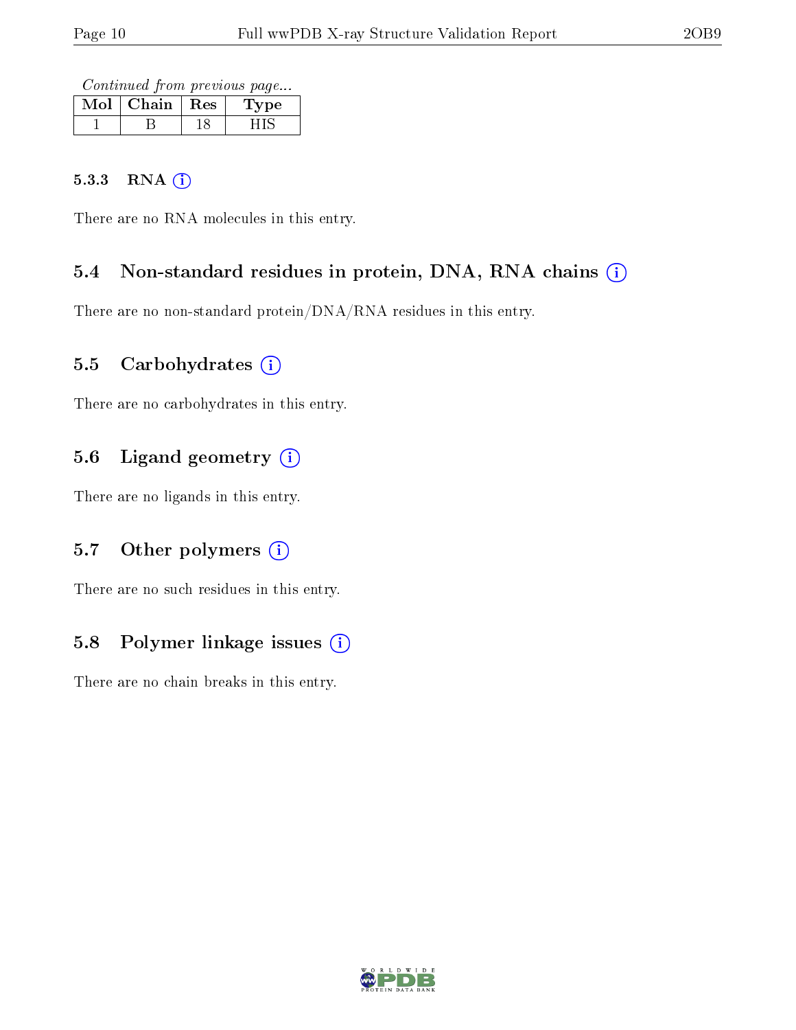*Continued from previous page...*

| Mol | Chain | Res | Type |
|---|---|---|---|
| 1 | B | 18 | HIS |

#### 5.3.3 RNA

There are no RNA molecules in this entry.

### 5.4 Non-standard residues in protein, DNA, RNA chains

There are no non-standard protein/DNA/RNA residues in this entry.

### 5.5 Carbohydrates

There are no carbohydrates in this entry.

### 5.6 Ligand geometry

There are no ligands in this entry.

### 5.7 Other polymers

There are no such residues in this entry.

### 5.8 Polymer linkage issues

There are no chain breaks in this entry.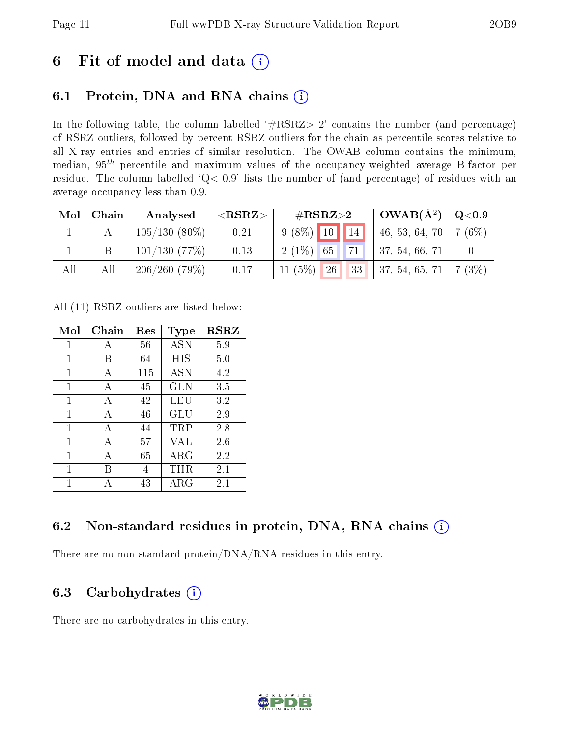# 6 Fit of model and data

## 6.1 Protein, DNA and RNA chains

In the following table, the column labelled '#RSRZ> 2' contains the number (and percentage) of RSRZ outliers, followed by percent RSRZ outliers for the chain as percentile scores relative to all X-ray entries and entries of similar resolution. The OWAB column contains the minimum, median, $95^{th}$ percentile and maximum values of the occupancy-weighted average B-factor per residue. The column labelled 'Q< 0.9' lists the number of (and percentage) of residues with an average occupancy less than 0.9.

| Mol | Chain | Analysed | <RSRZ> | #RSRZ>2 | | | OWAB(Å$^2$) | Q<0.9 |
|---|---|---|---|---|---|---|---|---|
| 1 | A | 105/130 (80%) | 0.21 | 9 (8%) | 10 | 14 | 46, 53, 64, 70 | 7 (6%) |
| 1 | B | 101/130 (77%) | 0.13 | 2 (1%) | 65 | 71 | 37, 54, 66, 71 | 0 |
| All | All | 206/260 (79%) | 0.17 | 11 (5%) | 26 | 33 | 37, 54, 65, 71 | 7 (3%) |

All (11) RSRZ outliers are listed below:

| Mol | Chain | Res | Type | RSRZ |
|---|---|---|---|---|
| 1 | A | 56 | ASN | 5.9 |
| 1 | B | 64 | HIS | 5.0 |
| 1 | A | 115 | ASN | 4.2 |
| 1 | A | 45 | GLN | 3.5 |
| 1 | A | 42 | LEU | 3.2 |
| 1 | A | 46 | GLU | 2.9 |
| 1 | A | 44 | TRP | 2.8 |
| 1 | A | 57 | VAL | 2.6 |
| 1 | A | 65 | ARG | 2.2 |
| 1 | B | 4 | THR | 2.1 |
| 1 | A | 43 | ARG | 2.1 |

## 6.2 Non-standard residues in protein, DNA, RNA chains

There are no non-standard protein/DNA/RNA residues in this entry.

## 6.3 Carbohydrates

There are no carbohydrates in this entry.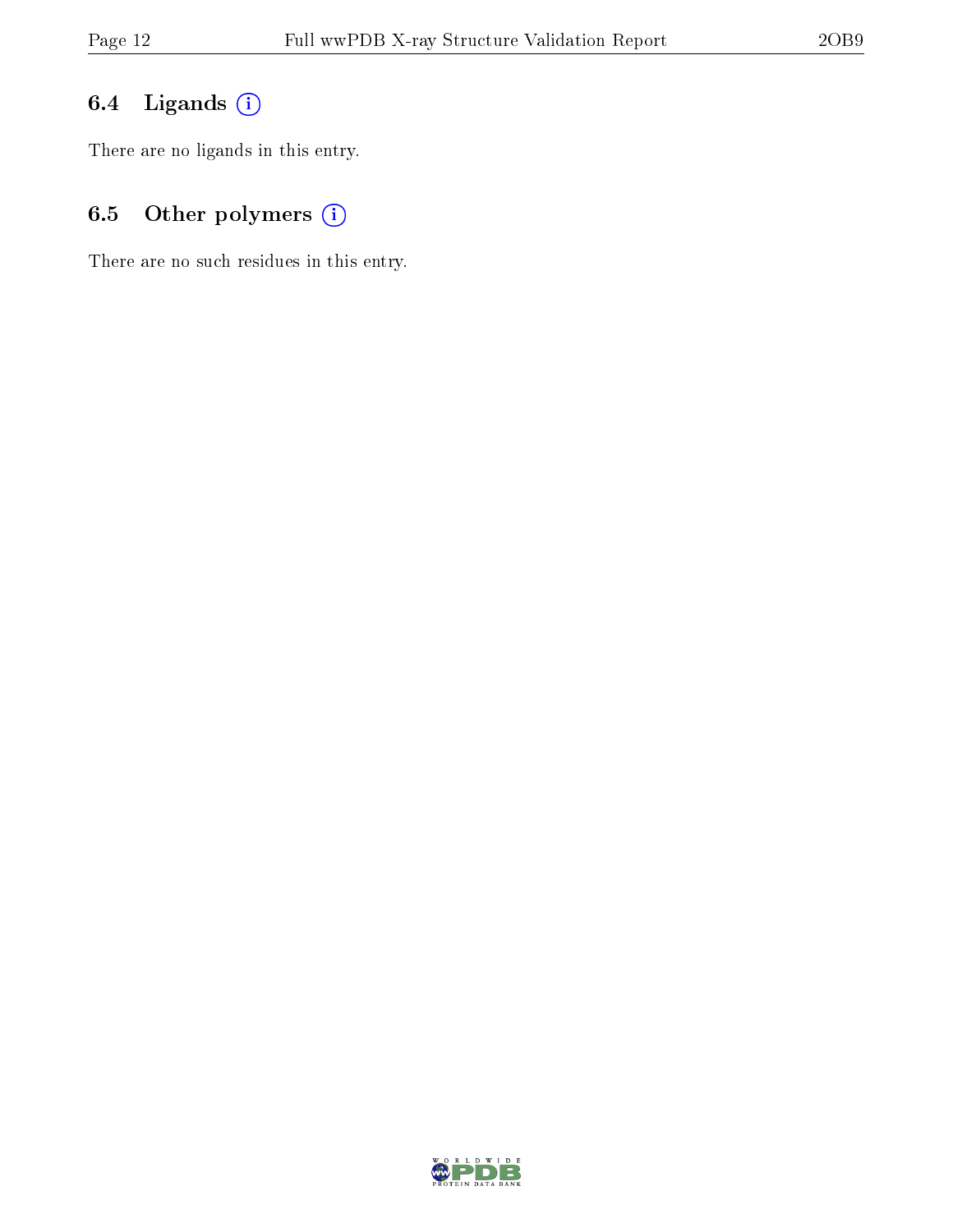### 6.4 Ligands

There are no ligands in this entry.

### 6.5 Other polymers

There are no such residues in this entry.